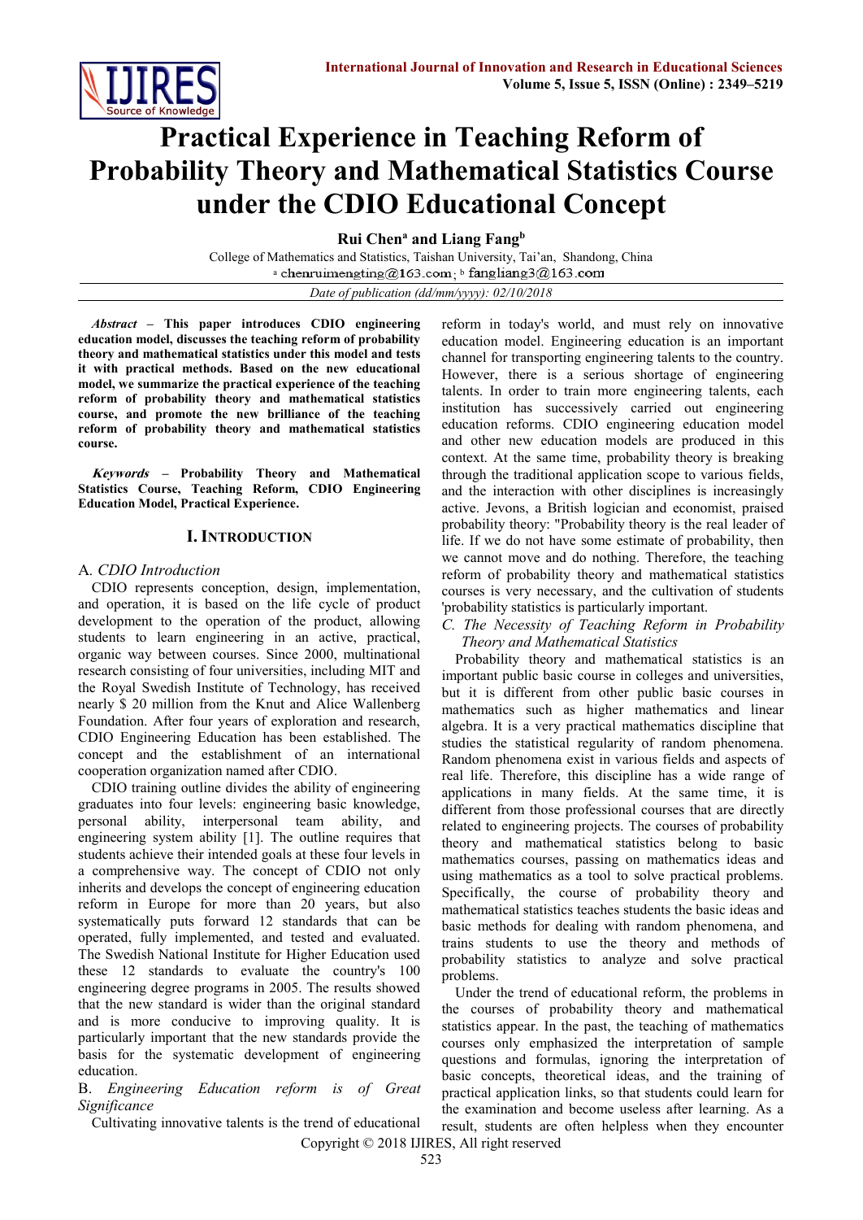# Practical Experience in Teaching Reform of Probability Theory and Mathematical Statistics Course under the CDIO Educational Concept

**Rui Chen[a] and Liang Fang[b]**

College of Mathematics and Statistics, Taishan University, Tai'an, Shandong, China

[a] chenruimengting@163.com; [b] fangliang3@163.com

*Date of publication (dd/mm/yyyy): 02/10/2018*

***Abstract* – This paper introduces CDIO engineering education model, discusses the teaching reform of probability theory and mathematical statistics under this model and tests it with practical methods. Based on the new educational model, we summarize the practical experience of the teaching reform of probability theory and mathematical statistics course, and promote the new brilliance of the teaching reform of probability theory and mathematical statistics course.**

***Keywords* – Probability Theory and Mathematical Statistics Course, Teaching Reform, CDIO Engineering Education Model, Practical Experience.**

## I. INTRODUCTION

### A. *CDIO Introduction*

CDIO represents conception, design, implementation, and operation, it is based on the life cycle of product development to the operation of the product, allowing students to learn engineering in an active, practical, organic way between courses. Since 2000, multinational research consisting of four universities, including MIT and the Royal Swedish Institute of Technology, has received nearly $ 20 million from the Knut and Alice Wallenberg Foundation. After four years of exploration and research, CDIO Engineering Education has been established. The concept and the establishment of an international cooperation organization named after CDIO.

CDIO training outline divides the ability of engineering graduates into four levels: engineering basic knowledge, personal ability, interpersonal team ability, and engineering system ability [1]. The outline requires that students achieve their intended goals at these four levels in a comprehensive way. The concept of CDIO not only inherits and develops the concept of engineering education reform in Europe for more than 20 years, but also systematically puts forward 12 standards that can be operated, fully implemented, and tested and evaluated. The Swedish National Institute for Higher Education used these 12 standards to evaluate the country's 100 engineering degree programs in 2005. The results showed that the new standard is wider than the original standard and is more conducive to improving quality. It is particularly important that the new standards provide the basis for the systematic development of engineering education.

### B. *Engineering Education reform is of Great Significance*

Cultivating innovative talents is the trend of educational reform in today's world, and must rely on innovative education model. Engineering education is an important channel for transporting engineering talents to the country. However, there is a serious shortage of engineering talents. In order to train more engineering talents, each institution has successively carried out engineering education reforms. CDIO engineering education model and other new education models are produced in this context. At the same time, probability theory is breaking through the traditional application scope to various fields, and the interaction with other disciplines is increasingly active. Jevons, a British logician and economist, praised probability theory: "Probability theory is the real leader of life. If we do not have some estimate of probability, then we cannot move and do nothing. Therefore, the teaching reform of probability theory and mathematical statistics courses is very necessary, and the cultivation of students 'probability statistics is particularly important.

### C. *The Necessity of Teaching Reform in Probability Theory and Mathematical Statistics*

Probability theory and mathematical statistics is an important public basic course in colleges and universities, but it is different from other public basic courses in mathematics such as higher mathematics and linear algebra. It is a very practical mathematics discipline that studies the statistical regularity of random phenomena. Random phenomena exist in various fields and aspects of real life. Therefore, this discipline has a wide range of applications in many fields. At the same time, it is different from those professional courses that are directly related to engineering projects. The courses of probability theory and mathematical statistics belong to basic mathematics courses, passing on mathematics ideas and using mathematics as a tool to solve practical problems. Specifically, the course of probability theory and mathematical statistics teaches students the basic ideas and basic methods for dealing with random phenomena, and trains students to use the theory and methods of probability statistics to analyze and solve practical problems.

Under the trend of educational reform, the problems in the courses of probability theory and mathematical statistics appear. In the past, the teaching of mathematics courses only emphasized the interpretation of sample questions and formulas, ignoring the interpretation of basic concepts, theoretical ideas, and the training of practical application links, so that students could learn for the examination and become useless after learning. As a result, students are often helpless when they encounter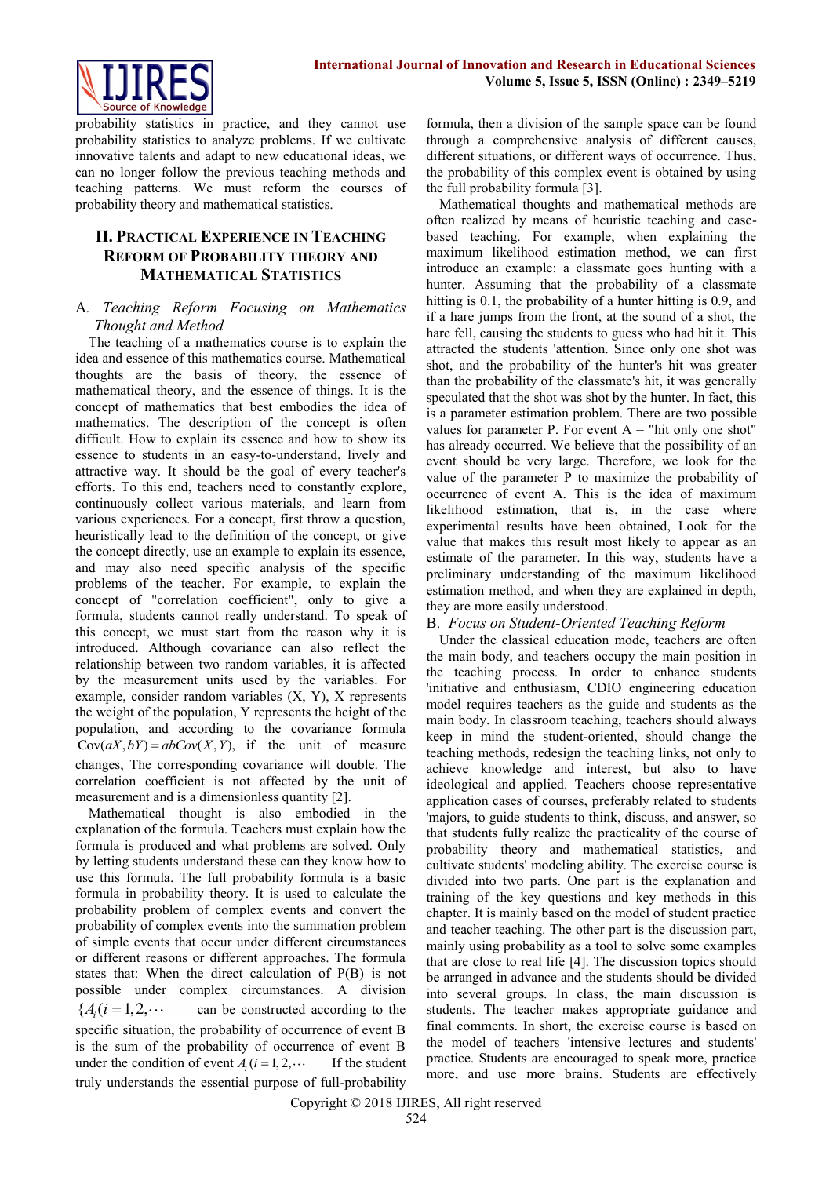probability statistics in practice, and they cannot use probability statistics to analyze problems. If we cultivate innovative talents and adapt to new educational ideas, we can no longer follow the previous teaching methods and teaching patterns. We must reform the courses of probability theory and mathematical statistics.

## II. Practical Experience in Teaching Reform of Probability Theory and Mathematical Statistics

### A. *Teaching Reform Focusing on Mathematics Thought and Method*

The teaching of a mathematics course is to explain the idea and essence of this mathematics course. Mathematical thoughts are the basis of theory, the essence of mathematical theory, and the essence of things. It is the concept of mathematics that best embodies the idea of mathematics. The description of the concept is often difficult. How to explain its essence and how to show its essence to students in an easy-to-understand, lively and attractive way. It should be the goal of every teacher's efforts. To this end, teachers need to constantly explore, continuously collect various materials, and learn from various experiences. For a concept, first throw a question, heuristically lead to the definition of the concept, or give the concept directly, use an example to explain its essence, and may also need specific analysis of the specific problems of the teacher. For example, to explain the concept of "correlation coefficient", only to give a formula, students cannot really understand. To speak of this concept, we must start from the reason why it is introduced. Although covariance can also reflect the relationship between two random variables, it is affected by the measurement units used by the variables. For example, consider random variables (X, Y), X represents the weight of the population, Y represents the height of the population, and according to the covariance formula $\mathrm{Cov}(aX, bY) = abCov(X, Y)$, if the unit of measure changes, The corresponding covariance will double. The correlation coefficient is not affected by the unit of measurement and is a dimensionless quantity [2].

Mathematical thought is also embodied in the explanation of the formula. Teachers must explain how the formula is produced and what problems are solved. Only by letting students understand these can they know how to use this formula. The full probability formula is a basic formula in probability theory. It is used to calculate the probability problem of complex events and convert the probability of complex events into the summation problem of simple events that occur under different circumstances or different reasons or different approaches. The formula states that: When the direct calculation of P(B) is not possible under complex circumstances. A division $\{A_i (i = 1, 2, \cdots$ can be constructed according to the specific situation, the probability of occurrence of event B is the sum of the probability of occurrence of event B under the condition of event $A_i (i = 1, 2, \cdots$ If the student truly understands the essential purpose of full-probability formula, then a division of the sample space can be found through a comprehensive analysis of different causes, different situations, or different ways of occurrence. Thus, the probability of this complex event is obtained by using the full probability formula [3].

Mathematical thoughts and mathematical methods are often realized by means of heuristic teaching and case-based teaching. For example, when explaining the maximum likelihood estimation method, we can first introduce an example: a classmate goes hunting with a hunter. Assuming that the probability of a classmate hitting is 0.1, the probability of a hunter hitting is 0.9, and if a hare jumps from the front, at the sound of a shot, the hare fell, causing the students to guess who had hit it. This attracted the students 'attention. Since only one shot was shot, and the probability of the hunter's hit was greater than the probability of the classmate's hit, it was generally speculated that the shot was shot by the hunter. In fact, this is a parameter estimation problem. There are two possible values for parameter P. For event A = "hit only one shot" has already occurred. We believe that the possibility of an event should be very large. Therefore, we look for the value of the parameter P to maximize the probability of occurrence of event A. This is the idea of maximum likelihood estimation, that is, in the case where experimental results have been obtained, Look for the value that makes this result most likely to appear as an estimate of the parameter. In this way, students have a preliminary understanding of the maximum likelihood estimation method, and when they are explained in depth, they are more easily understood.

### B. *Focus on Student-Oriented Teaching Reform*

Under the classical education mode, teachers are often the main body, and teachers occupy the main position in the teaching process. In order to enhance students 'initiative and enthusiasm, CDIO engineering education model requires teachers as the guide and students as the main body. In classroom teaching, teachers should always keep in mind the student-oriented, should change the teaching methods, redesign the teaching links, not only to achieve knowledge and interest, but also to have ideological and applied. Teachers choose representative application cases of courses, preferably related to students 'majors, to guide students to think, discuss, and answer, so that students fully realize the practicality of the course of probability theory and mathematical statistics, and cultivate students' modeling ability. The exercise course is divided into two parts. One part is the explanation and training of the key questions and key methods in this chapter. It is mainly based on the model of student practice and teacher teaching. The other part is the discussion part, mainly using probability as a tool to solve some examples that are close to real life [4]. The discussion topics should be arranged in advance and the students should be divided into several groups. In class, the main discussion is students. The teacher makes appropriate guidance and final comments. In short, the exercise course is based on the model of teachers 'intensive lectures and students' practice. Students are encouraged to speak more, practice more, and use more brains. Students are effectively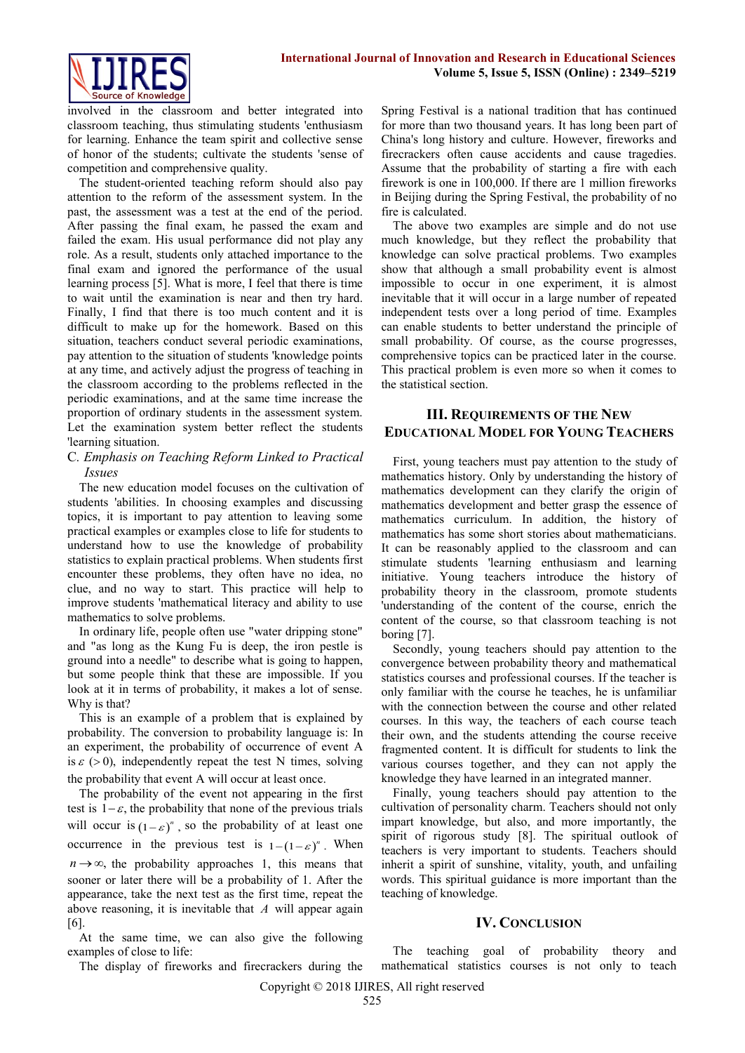involved in the classroom and better integrated into classroom teaching, thus stimulating students 'enthusiasm for learning. Enhance the team spirit and collective sense of honor of the students; cultivate the students 'sense of competition and comprehensive quality.

The student-oriented teaching reform should also pay attention to the reform of the assessment system. In the past, the assessment was a test at the end of the period. After passing the final exam, he passed the exam and failed the exam. His usual performance did not play any role. As a result, students only attached importance to the final exam and ignored the performance of the usual learning process [5]. What is more, I feel that there is time to wait until the examination is near and then try hard. Finally, I find that there is too much content and it is difficult to make up for the homework. Based on this situation, teachers conduct several periodic examinations, pay attention to the situation of students 'knowledge points at any time, and actively adjust the progress of teaching in the classroom according to the problems reflected in the periodic examinations, and at the same time increase the proportion of ordinary students in the assessment system. Let the examination system better reflect the students 'learning situation.

### C. *Emphasis on Teaching Reform Linked to Practical Issues*

The new education model focuses on the cultivation of students 'abilities. In choosing examples and discussing topics, it is important to pay attention to leaving some practical examples or examples close to life for students to understand how to use the knowledge of probability statistics to explain practical problems. When students first encounter these problems, they often have no idea, no clue, and no way to start. This practice will help to improve students 'mathematical literacy and ability to use mathematics to solve problems.

In ordinary life, people often use "water dripping stone" and "as long as the Kung Fu is deep, the iron pestle is ground into a needle" to describe what is going to happen, but some people think that these are impossible. If you look at it in terms of probability, it makes a lot of sense. Why is that?

This is an example of a problem that is explained by probability. The conversion to probability language is: In an experiment, the probability of occurrence of event A is $\varepsilon$ ($>0$), independently repeat the test N times, solving the probability that event A will occur at least once.

The probability of the event not appearing in the first test is $1-\varepsilon$, the probability that none of the previous trials will occur is $(1-\varepsilon)^n$, so the probability of at least one occurrence in the previous test is $1-(1-\varepsilon)^n$. When $n \to \infty$, the probability approaches 1, this means that sooner or later there will be a probability of 1. After the appearance, take the next test as the first time, repeat the above reasoning, it is inevitable that $A$ will appear again [6].

At the same time, we can also give the following examples of close to life:

The display of fireworks and firecrackers during the Spring Festival is a national tradition that has continued for more than two thousand years. It has long been part of China's long history and culture. However, fireworks and firecrackers often cause accidents and cause tragedies. Assume that the probability of starting a fire with each firework is one in 100,000. If there are 1 million fireworks in Beijing during the Spring Festival, the probability of no fire is calculated.

The above two examples are simple and do not use much knowledge, but they reflect the probability that knowledge can solve practical problems. Two examples show that although a small probability event is almost impossible to occur in one experiment, it is almost inevitable that it will occur in a large number of repeated independent tests over a long period of time. Examples can enable students to better understand the principle of small probability. Of course, as the course progresses, comprehensive topics can be practiced later in the course. This practical problem is even more so when it comes to the statistical section.

## III. Requirements of the New Educational Model for Young Teachers

First, young teachers must pay attention to the study of mathematics history. Only by understanding the history of mathematics development can they clarify the origin of mathematics development and better grasp the essence of mathematics curriculum. In addition, the history of mathematics has some short stories about mathematicians. It can be reasonably applied to the classroom and can stimulate students 'learning enthusiasm and learning initiative. Young teachers introduce the history of probability theory in the classroom, promote students 'understanding of the content of the course, enrich the content of the course, so that classroom teaching is not boring [7].

Secondly, young teachers should pay attention to the convergence between probability theory and mathematical statistics courses and professional courses. If the teacher is only familiar with the course he teaches, he is unfamiliar with the connection between the course and other related courses. In this way, the teachers of each course teach their own, and the students attending the course receive fragmented content. It is difficult for students to link the various courses together, and they can not apply the knowledge they have learned in an integrated manner.

Finally, young teachers should pay attention to the cultivation of personality charm. Teachers should not only impart knowledge, but also, and more importantly, the spirit of rigorous study [8]. The spiritual outlook of teachers is very important to students. Teachers should inherit a spirit of sunshine, vitality, youth, and unfailing words. This spiritual guidance is more important than the teaching of knowledge.

## IV. Conclusion

The teaching goal of probability theory and mathematical statistics courses is not only to teach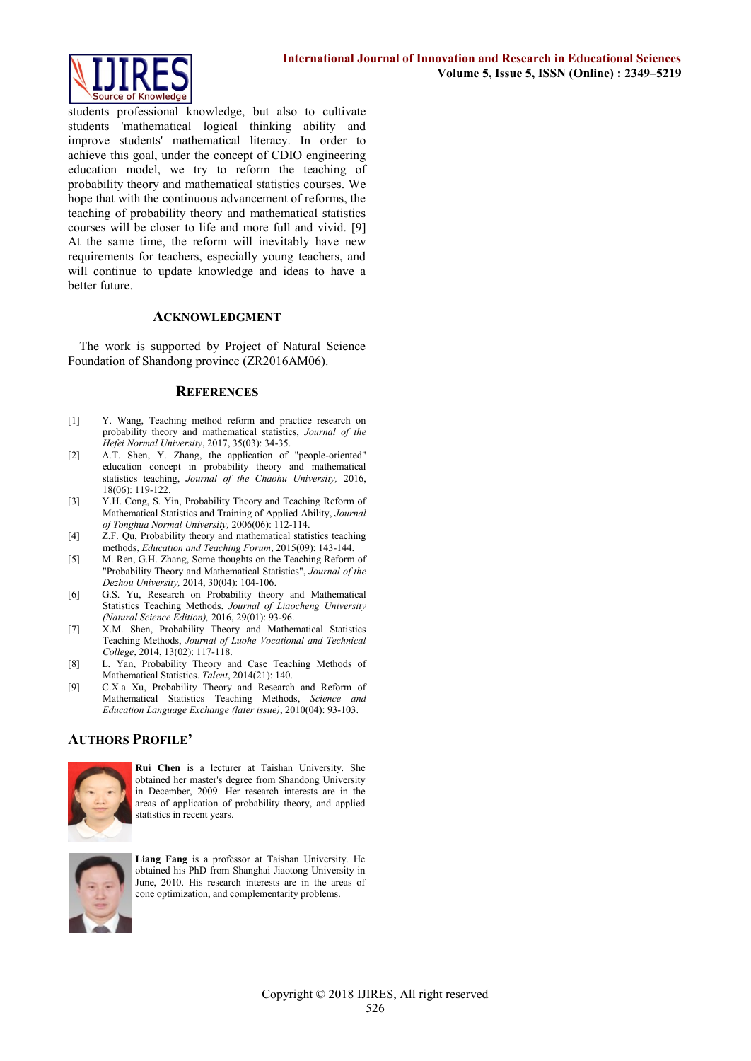students professional knowledge, but also to cultivate students 'mathematical logical thinking ability and improve students' mathematical literacy. In order to achieve this goal, under the concept of CDIO engineering education model, we try to reform the teaching of probability theory and mathematical statistics courses. We hope that with the continuous advancement of reforms, the teaching of probability theory and mathematical statistics courses will be closer to life and more full and vivid. [9] At the same time, the reform will inevitably have new requirements for teachers, especially young teachers, and will continue to update knowledge and ideas to have a better future.

## ACKNOWLEDGMENT

The work is supported by Project of Natural Science Foundation of Shandong province (ZR2016AM06).

## REFERENCES

[1] Y. Wang, Teaching method reform and practice research on probability theory and mathematical statistics, *Journal of the Hefei Normal University*, 2017, 35(03): 34-35.

[2] A.T. Shen, Y. Zhang, the application of "people-oriented" education concept in probability theory and mathematical statistics teaching, *Journal of the Chaohu University,* 2016, 18(06): 119-122.

[3] Y.H. Cong, S. Yin, Probability Theory and Teaching Reform of Mathematical Statistics and Training of Applied Ability, *Journal of Tonghua Normal University,* 2006(06): 112-114.

[4] Z.F. Qu, Probability theory and mathematical statistics teaching methods, *Education and Teaching Forum*, 2015(09): 143-144.

[5] M. Ren, G.H. Zhang, Some thoughts on the Teaching Reform of "Probability Theory and Mathematical Statistics", *Journal of the Dezhou University,* 2014, 30(04): 104-106.

[6] G.S. Yu, Research on Probability theory and Mathematical Statistics Teaching Methods, *Journal of Liaocheng University (Natural Science Edition),* 2016, 29(01): 93-96.

[7] X.M. Shen, Probability Theory and Mathematical Statistics Teaching Methods, *Journal of Luohe Vocational and Technical College*, 2014, 13(02): 117-118.

[8] L. Yan, Probability Theory and Case Teaching Methods of Mathematical Statistics. *Talent*, 2014(21): 140.

[9] C.X.a Xu, Probability Theory and Research and Reform of Mathematical Statistics Teaching Methods, *Science and Education Language Exchange (later issue)*, 2010(04): 93-103.

## AUTHORS PROFILE'

**Rui Chen** is a lecturer at Taishan University. She obtained her master's degree from Shandong University in December, 2009. Her research interests are in the areas of application of probability theory, and applied statistics in recent years.

**Liang Fang** is a professor at Taishan University. He obtained his PhD from Shanghai Jiaotong University in June, 2010. His research interests are in the areas of cone optimization, and complementarity problems.